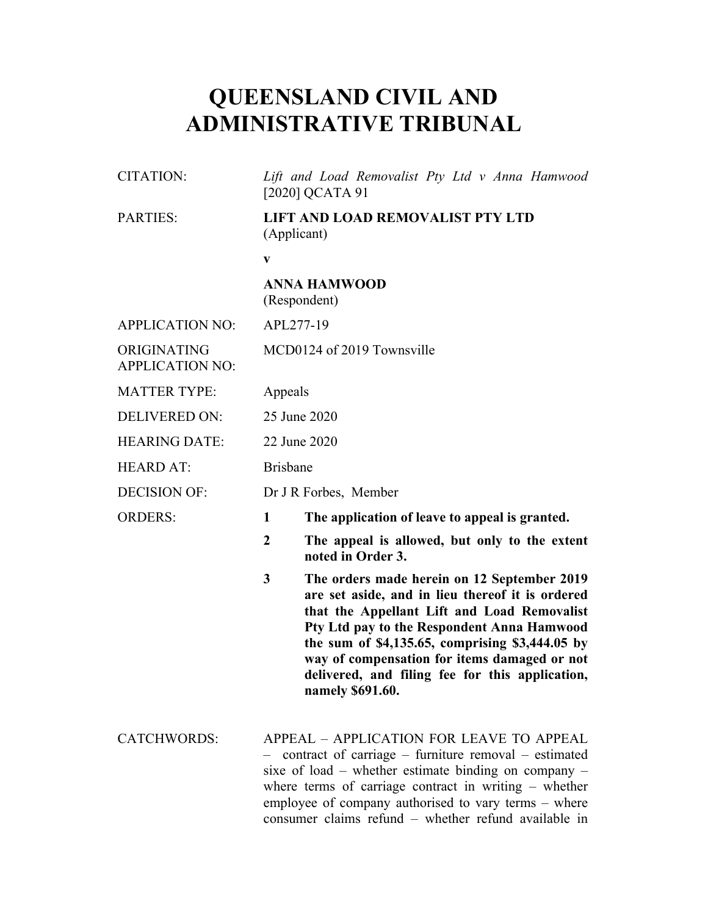# QUEENSLAND CIVIL AND ADMINISTRATIVE TRIBUNAL

| | |
|---|---|
| CITATION: | *Lift and Load Removalist Pty Ltd v Anna Hamwood* [2020] QCATA 91 |
| PARTIES: | **LIFT AND LOAD REMOVALIST PTY LTD** (Applicant) <br> **v** <br> **ANNA HAMWOOD** (Respondent) |
| APPLICATION NO: | APL277-19 |
| ORIGINATING APPLICATION NO: | MCD0124 of 2019 Townsville |
| MATTER TYPE: | Appeals |
| DELIVERED ON: | 25 June 2020 |
| HEARING DATE: | 22 June 2020 |
| HEARD AT: | Brisbane |
| DECISION OF: | Dr J R Forbes, Member |
| ORDERS: | **1 The application of leave to appeal is granted.** <br> **2 The appeal is allowed, but only to the extent noted in Order 3.** <br> **3 The orders made herein on 12 September 2019 are set aside, and in lieu thereof it is ordered that the Appellant Lift and Load Removalist Pty Ltd pay to the Respondent Anna Hamwood the sum of $4,135.65, comprising $3,444.05 by way of compensation for items damaged or not delivered, and filing fee for this application, namely $691.60.** |
| CATCHWORDS: | APPEAL – APPLICATION FOR LEAVE TO APPEAL – contract of carriage – furniture removal – estimated sixe of load – whether estimate binding on company – where terms of carriage contract in writing – whether employee of company authorised to vary terms – where consumer claims refund – whether refund available in |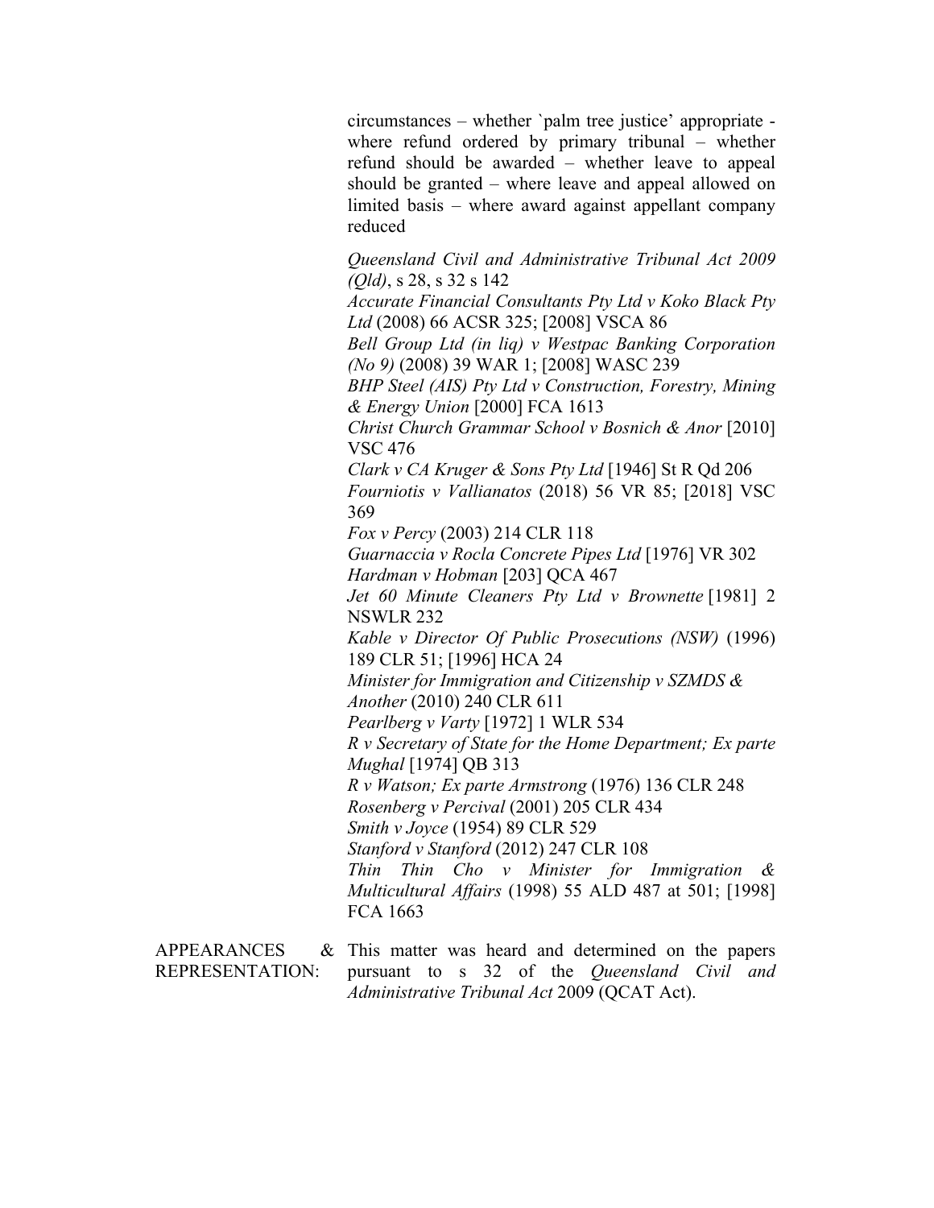circumstances – whether `palm tree justice' appropriate - where refund ordered by primary tribunal – whether refund should be awarded – whether leave to appeal should be granted – where leave and appeal allowed on limited basis – where award against appellant company reduced

*Queensland Civil and Administrative Tribunal Act 2009 (Qld)*, s 28, s 32 s 142
*Accurate Financial Consultants Pty Ltd v Koko Black Pty Ltd* (2008) 66 ACSR 325; [2008] VSCA 86
*Bell Group Ltd (in liq) v Westpac Banking Corporation (No 9)* (2008) 39 WAR 1; [2008] WASC 239
*BHP Steel (AIS) Pty Ltd v Construction, Forestry, Mining & Energy Union* [2000] FCA 1613
*Christ Church Grammar School v Bosnich & Anor* [2010] VSC 476
*Clark v CA Kruger & Sons Pty Ltd* [1946] St R Qd 206
*Fourniotis v Vallianatos* (2018) 56 VR 85; [2018] VSC 369
*Fox v Percy* (2003) 214 CLR 118
*Guarnaccia v Rocla Concrete Pipes Ltd* [1976] VR 302
*Hardman v Hobman* [203] QCA 467
*Jet 60 Minute Cleaners Pty Ltd v Brownette* [1981] 2 NSWLR 232
*Kable v Director Of Public Prosecutions (NSW)* (1996) 189 CLR 51; [1996] HCA 24
*Minister for Immigration and Citizenship v SZMDS & Another* (2010) 240 CLR 611
*Pearlberg v Varty* [1972] 1 WLR 534
*R v Secretary of State for the Home Department; Ex parte Mughal* [1974] QB 313
*R v Watson; Ex parte Armstrong* (1976) 136 CLR 248
*Rosenberg v Percival* (2001) 205 CLR 434
*Smith v Joyce* (1954) 89 CLR 529
*Stanford v Stanford* (2012) 247 CLR 108
*Thin Thin Cho v Minister for Immigration & Multicultural Affairs* (1998) 55 ALD 487 at 501; [1998] FCA 1663

APPEARANCES & REPRESENTATION: This matter was heard and determined on the papers pursuant to s 32 of the *Queensland Civil and Administrative Tribunal Act* 2009 (QCAT Act).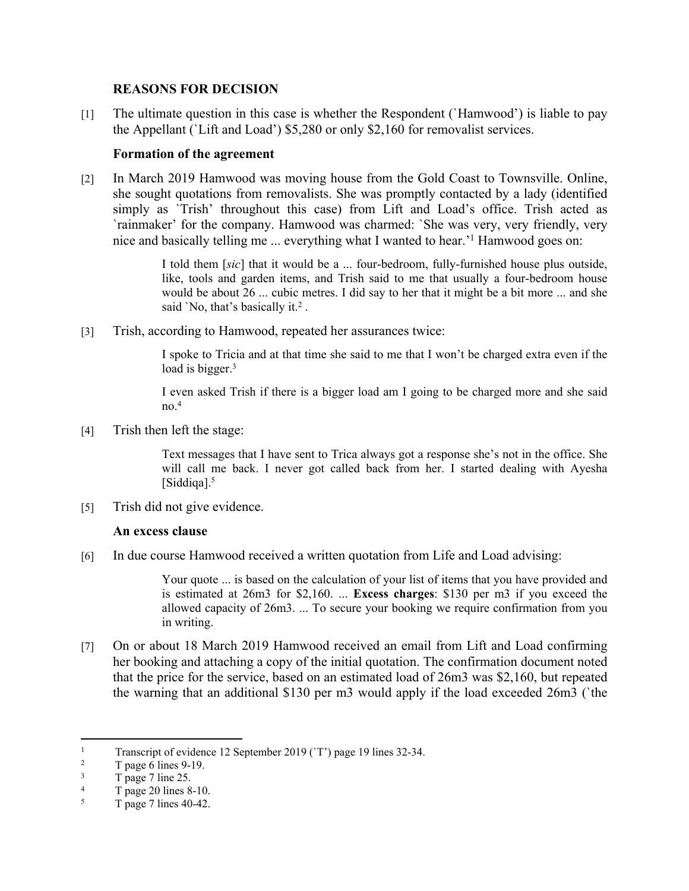## REASONS FOR DECISION

[1] The ultimate question in this case is whether the Respondent (`Hamwood') is liable to pay the Appellant (`Lift and Load') $5,280 or only $2,160 for removalist services.

### Formation of the agreement

[2] In March 2019 Hamwood was moving house from the Gold Coast to Townsville. Online, she sought quotations from removalists. She was promptly contacted by a lady (identified simply as `Trish' throughout this case) from Lift and Load's office. Trish acted as `rainmaker' for the company. Hamwood was charmed: `She was very, very friendly, very nice and basically telling me ... everything what I wanted to hear.'[1] Hamwood goes on:

> I told them [*sic*] that it would be a ... four-bedroom, fully-furnished house plus outside, like, tools and garden items, and Trish said to me that usually a four-bedroom house would be about 26 ... cubic metres. I did say to her that it might be a bit more ... and she said `No, that's basically it.[2] .

[3] Trish, according to Hamwood, repeated her assurances twice:

> I spoke to Tricia and at that time she said to me that I won't be charged extra even if the load is bigger.[3]
>
> I even asked Trish if there is a bigger load am I going to be charged more and she said no.[4]

[4] Trish then left the stage:

> Text messages that I have sent to Trica always got a response she's not in the office. She will call me back. I never got called back from her. I started dealing with Ayesha [Siddiqa].[5]

[5] Trish did not give evidence.

### An excess clause

[6] In due course Hamwood received a written quotation from Life and Load advising:

> Your quote ... is based on the calculation of your list of items that you have provided and is estimated at 26m3 for $2,160. ... **Excess charges**: $130 per m3 if you exceed the allowed capacity of 26m3. ... To secure your booking we require confirmation from you in writing.

[7] On or about 18 March 2019 Hamwood received an email from Lift and Load confirming her booking and attaching a copy of the initial quotation. The confirmation document noted that the price for the service, based on an estimated load of 26m3 was $2,160, but repeated the warning that an additional $130 per m3 would apply if the load exceeded 26m3 (`the

---

1 Transcript of evidence 12 September 2019 (`T') page 19 lines 32-34.
2 T page 6 lines 9-19.
3 T page 7 line 25.
4 T page 20 lines 8-10.
5 T page 7 lines 40-42.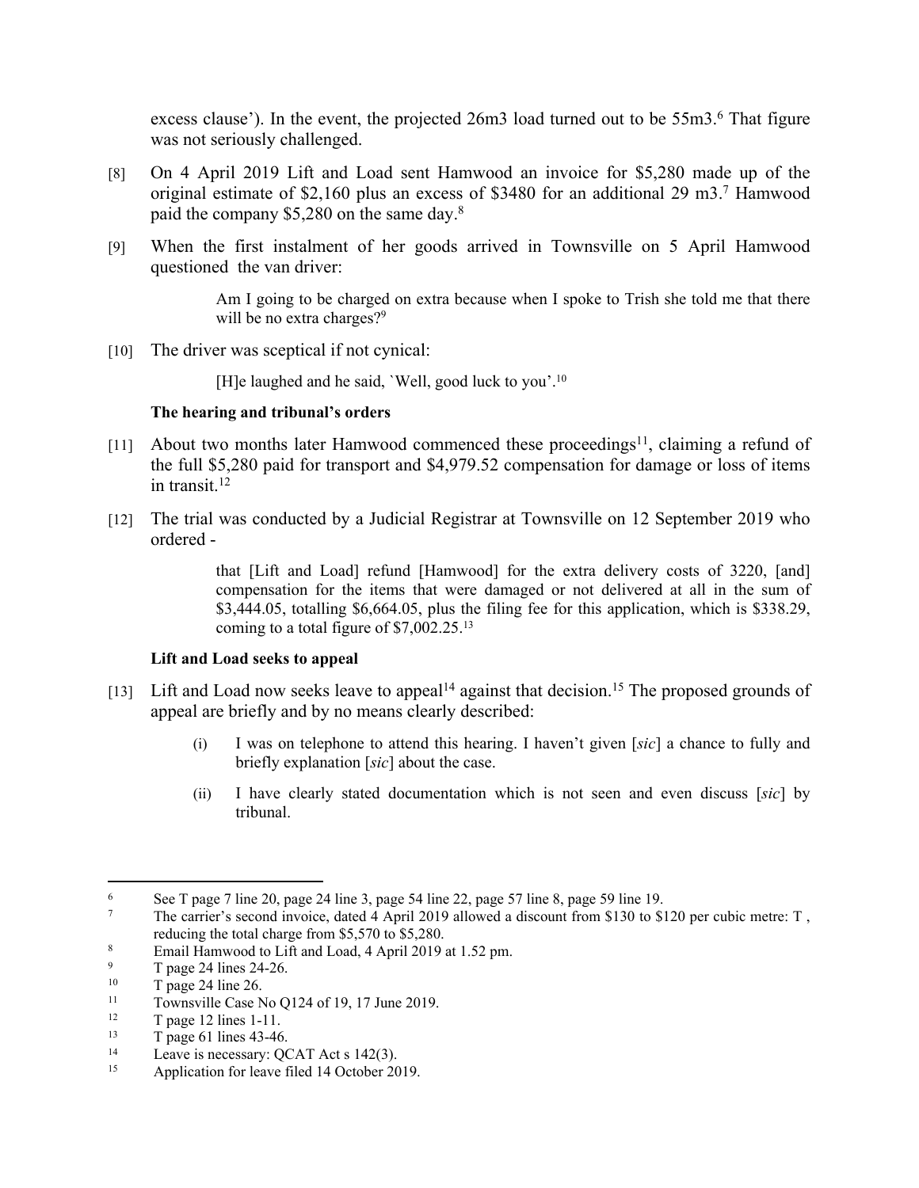excess clause'). In the event, the projected 26m3 load turned out to be 55m3.[6] That figure was not seriously challenged.

[8] On 4 April 2019 Lift and Load sent Hamwood an invoice for $5,280 made up of the original estimate of $2,160 plus an excess of $3480 for an additional 29 m3.[7] Hamwood paid the company $5,280 on the same day.[8]

[9] When the first instalment of her goods arrived in Townsville on 5 April Hamwood questioned the van driver:

> Am I going to be charged on extra because when I spoke to Trish she told me that there will be no extra charges?[9]

[10] The driver was sceptical if not cynical:

> [H]e laughed and he said, `Well, good luck to you'.[10]

**The hearing and tribunal's orders**

[11] About two months later Hamwood commenced these proceedings[11], claiming a refund of the full $5,280 paid for transport and $4,979.52 compensation for damage or loss of items in transit.[12]

[12] The trial was conducted by a Judicial Registrar at Townsville on 12 September 2019 who ordered -

> that [Lift and Load] refund [Hamwood] for the extra delivery costs of 3220, [and] compensation for the items that were damaged or not delivered at all in the sum of $3,444.05, totalling $6,664.05, plus the filing fee for this application, which is $338.29, coming to a total figure of $7,002.25.[13]

**Lift and Load seeks to appeal**

[13] Lift and Load now seeks leave to appeal[14] against that decision.[15] The proposed grounds of appeal are briefly and by no means clearly described:

> (i) I was on telephone to attend this hearing. I haven't given [*sic*] a chance to fully and briefly explanation [*sic*] about the case.
>
> (ii) I have clearly stated documentation which is not seen and even discuss [*sic*] by tribunal.

---

[6] See T page 7 line 20, page 24 line 3, page 54 line 22, page 57 line 8, page 59 line 19.

[7] The carrier's second invoice, dated 4 April 2019 allowed a discount from $130 to $120 per cubic metre: T , reducing the total charge from $5,570 to $5,280.

[8] Email Hamwood to Lift and Load, 4 April 2019 at 1.52 pm.

[9] T page 24 lines 24-26.

[10] T page 24 line 26.

[11] Townsville Case No Q124 of 19, 17 June 2019.

[12] T page 12 lines 1-11.

[13] T page 61 lines 43-46.

[14] Leave is necessary: QCAT Act s 142(3).

[15] Application for leave filed 14 October 2019.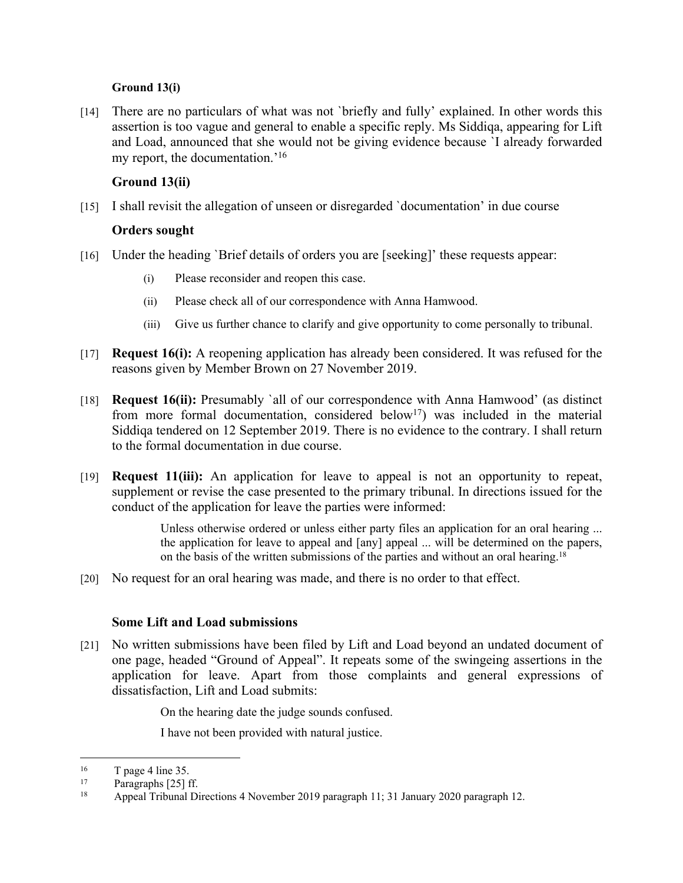### Ground 13(i)

[14] There are no particulars of what was not `briefly and fully' explained. In other words this assertion is too vague and general to enable a specific reply. Ms Siddiqa, appearing for Lift and Load, announced that she would not be giving evidence because `I already forwarded my report, the documentation.'[16]

### Ground 13(ii)

[15] I shall revisit the allegation of unseen or disregarded `documentation' in due course

### Orders sought

[16] Under the heading `Brief details of orders you are [seeking]' these requests appear:

> (i) Please reconsider and reopen this case.
>
> (ii) Please check all of our correspondence with Anna Hamwood.
>
> (iii) Give us further chance to clarify and give opportunity to come personally to tribunal.

[17] **Request 16(i):** A reopening application has already been considered. It was refused for the reasons given by Member Brown on 27 November 2019.

[18] **Request 16(ii):** Presumably `all of our correspondence with Anna Hamwood' (as distinct from more formal documentation, considered below[17]) was included in the material Siddiqa tendered on 12 September 2019. There is no evidence to the contrary. I shall return to the formal documentation in due course.

[19] **Request 11(iii):** An application for leave to appeal is not an opportunity to repeat, supplement or revise the case presented to the primary tribunal. In directions issued for the conduct of the application for leave the parties were informed:

> Unless otherwise ordered or unless either party files an application for an oral hearing ... the application for leave to appeal and [any] appeal ... will be determined on the papers, on the basis of the written submissions of the parties and without an oral hearing.[18]

[20] No request for an oral hearing was made, and there is no order to that effect.

### Some Lift and Load submissions

[21] No written submissions have been filed by Lift and Load beyond an undated document of one page, headed "Ground of Appeal". It repeats some of the swingeing assertions in the application for leave. Apart from those complaints and general expressions of dissatisfaction, Lift and Load submits:

> On the hearing date the judge sounds confused.
>
> I have not been provided with natural justice.

---

[16] T page 4 line 35.

[17] Paragraphs [25] ff.

[18] Appeal Tribunal Directions 4 November 2019 paragraph 11; 31 January 2020 paragraph 12.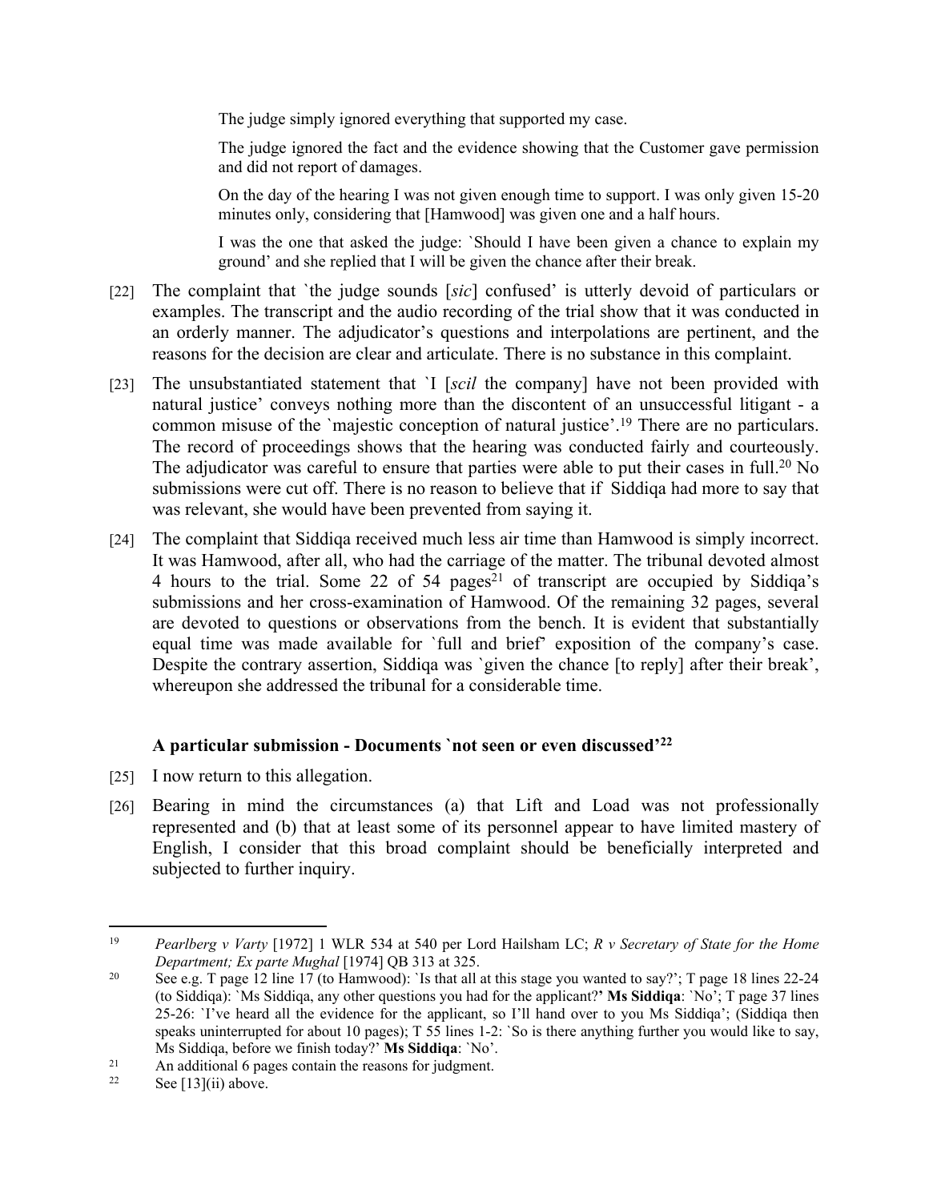> The judge simply ignored everything that supported my case.
>
> The judge ignored the fact and the evidence showing that the Customer gave permission and did not report of damages.
>
> On the day of the hearing I was not given enough time to support. I was only given 15-20 minutes only, considering that [Hamwood] was given one and a half hours.
>
> I was the one that asked the judge: `Should I have been given a chance to explain my ground' and she replied that I will be given the chance after their break.

[22] The complaint that `the judge sounds [*sic*] confused' is utterly devoid of particulars or examples. The transcript and the audio recording of the trial show that it was conducted in an orderly manner. The adjudicator's questions and interpolations are pertinent, and the reasons for the decision are clear and articulate. There is no substance in this complaint.

[23] The unsubstantiated statement that `I [*scil* the company] have not been provided with natural justice' conveys nothing more than the discontent of an unsuccessful litigant - a common misuse of the `majestic conception of natural justice'.[19] There are no particulars. The record of proceedings shows that the hearing was conducted fairly and courteously. The adjudicator was careful to ensure that parties were able to put their cases in full.[20] No submissions were cut off. There is no reason to believe that if Siddiqa had more to say that was relevant, she would have been prevented from saying it.

[24] The complaint that Siddiqa received much less air time than Hamwood is simply incorrect. It was Hamwood, after all, who had the carriage of the matter. The tribunal devoted almost 4 hours to the trial. Some 22 of 54 pages[21] of transcript are occupied by Siddiqa's submissions and her cross-examination of Hamwood. Of the remaining 32 pages, several are devoted to questions or observations from the bench. It is evident that substantially equal time was made available for `full and brief' exposition of the company's case. Despite the contrary assertion, Siddiqa was `given the chance [to reply] after their break', whereupon she addressed the tribunal for a considerable time.

### A particular submission - Documents `not seen or even discussed'[22]

[25] I now return to this allegation.

[26] Bearing in mind the circumstances (a) that Lift and Load was not professionally represented and (b) that at least some of its personnel appear to have limited mastery of English, I consider that this broad complaint should be beneficially interpreted and subjected to further inquiry.

---

[19] *Pearlberg v Varty* [1972] 1 WLR 534 at 540 per Lord Hailsham LC; *R v Secretary of State for the Home Department; Ex parte Mughal* [1974] QB 313 at 325.

[20] See e.g. T page 12 line 17 (to Hamwood): `Is that all at this stage you wanted to say?'; T page 18 lines 22-24 (to Siddiqa): `Ms Siddiqa, any other questions you had for the applicant?' **Ms Siddiqa**: `No'; T page 37 lines 25-26: `I've heard all the evidence for the applicant, so I'll hand over to you Ms Siddiqa'; (Siddiqa then speaks uninterrupted for about 10 pages); T 55 lines 1-2: `So is there anything further you would like to say, Ms Siddiqa, before we finish today?' **Ms Siddiqa**: `No'.

[21] An additional 6 pages contain the reasons for judgment.

[22] See [13](ii) above.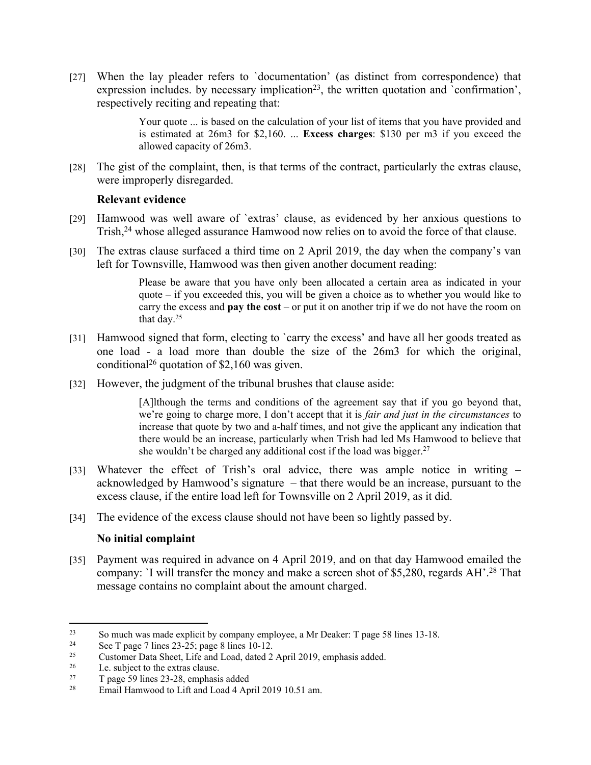[27] When the lay pleader refers to `documentation' (as distinct from correspondence) that expression includes. by necessary implication[23], the written quotation and `confirmation', respectively reciting and repeating that:

> Your quote ... is based on the calculation of your list of items that you have provided and is estimated at 26m3 for $2,160. ... **Excess charges**: $130 per m3 if you exceed the allowed capacity of 26m3.

[28] The gist of the complaint, then, is that terms of the contract, particularly the extras clause, were improperly disregarded.

### Relevant evidence

[29] Hamwood was well aware of `extras' clause, as evidenced by her anxious questions to Trish,[24] whose alleged assurance Hamwood now relies on to avoid the force of that clause.

[30] The extras clause surfaced a third time on 2 April 2019, the day when the company's van left for Townsville, Hamwood was then given another document reading:

> Please be aware that you have only been allocated a certain area as indicated in your quote – if you exceeded this, you will be given a choice as to whether you would like to carry the excess and **pay the cost** – or put it on another trip if we do not have the room on that day.[25]

[31] Hamwood signed that form, electing to `carry the excess' and have all her goods treated as one load - a load more than double the size of the 26m3 for which the original, conditional[26] quotation of $2,160 was given.

[32] However, the judgment of the tribunal brushes that clause aside:

> [A]lthough the terms and conditions of the agreement say that if you go beyond that, we're going to charge more, I don't accept that it is *fair and just in the circumstances* to increase that quote by two and a-half times, and not give the applicant any indication that there would be an increase, particularly when Trish had led Ms Hamwood to believe that she wouldn't be charged any additional cost if the load was bigger.[27]

[33] Whatever the effect of Trish's oral advice, there was ample notice in writing – acknowledged by Hamwood's signature – that there would be an increase, pursuant to the excess clause, if the entire load left for Townsville on 2 April 2019, as it did.

[34] The evidence of the excess clause should not have been so lightly passed by.

### No initial complaint

[35] Payment was required in advance on 4 April 2019, and on that day Hamwood emailed the company: `I will transfer the money and make a screen shot of $5,280, regards AH'.[28] That message contains no complaint about the amount charged.

---

[23] So much was made explicit by company employee, a Mr Deaker: T page 58 lines 13-18.

[24] See T page 7 lines 23-25; page 8 lines 10-12.

[25] Customer Data Sheet, Life and Load, dated 2 April 2019, emphasis added.

[26] I.e. subject to the extras clause.

[27] T page 59 lines 23-28, emphasis added

[28] Email Hamwood to Lift and Load 4 April 2019 10.51 am.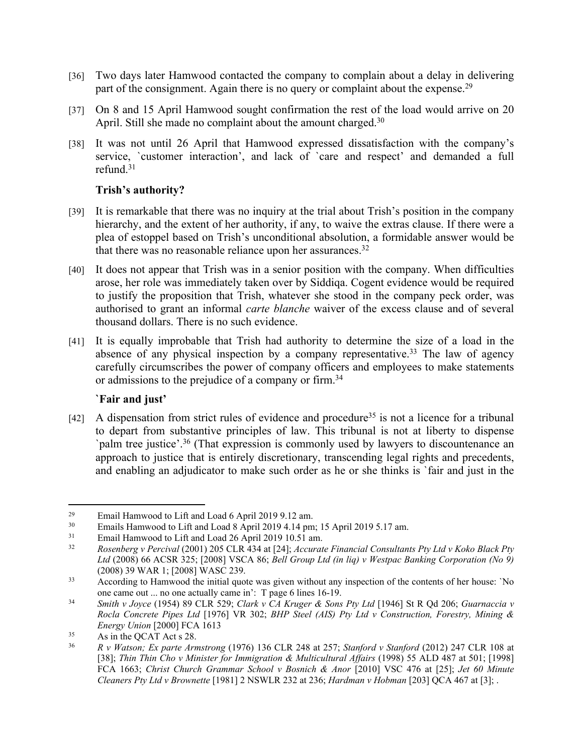[36] Two days later Hamwood contacted the company to complain about a delay in delivering part of the consignment. Again there is no query or complaint about the expense.[29]

[37] On 8 and 15 April Hamwood sought confirmation the rest of the load would arrive on 20 April. Still she made no complaint about the amount charged.[30]

[38] It was not until 26 April that Hamwood expressed dissatisfaction with the company's service, `customer interaction', and lack of `care and respect' and demanded a full refund.[31]

**Trish's authority?**

[39] It is remarkable that there was no inquiry at the trial about Trish's position in the company hierarchy, and the extent of her authority, if any, to waive the extras clause. If there were a plea of estoppel based on Trish's unconditional absolution, a formidable answer would be that there was no reasonable reliance upon her assurances.[32]

[40] It does not appear that Trish was in a senior position with the company. When difficulties arose, her role was immediately taken over by Siddiqa. Cogent evidence would be required to justify the proposition that Trish, whatever she stood in the company peck order, was authorised to grant an informal *carte blanche* waiver of the excess clause and of several thousand dollars. There is no such evidence.

[41] It is equally improbable that Trish had authority to determine the size of a load in the absence of any physical inspection by a company representative.[33] The law of agency carefully circumscribes the power of company officers and employees to make statements or admissions to the prejudice of a company or firm.[34]

**`Fair and just'**

[42] A dispensation from strict rules of evidence and procedure[35] is not a licence for a tribunal to depart from substantive principles of law. This tribunal is not at liberty to dispense `palm tree justice'.[36] (That expression is commonly used by lawyers to discountenance an approach to justice that is entirely discretionary, transcending legal rights and precedents, and enabling an adjudicator to make such order as he or she thinks is `fair and just in the

---

[29] Email Hamwood to Lift and Load 6 April 2019 9.12 am.

[30] Emails Hamwood to Lift and Load 8 April 2019 4.14 pm; 15 April 2019 5.17 am.

[31] Email Hamwood to Lift and Load 26 April 2019 10.51 am.

[32] *Rosenberg v Percival* (2001) 205 CLR 434 at [24]; *Accurate Financial Consultants Pty Ltd v Koko Black Pty Ltd* (2008) 66 ACSR 325; [2008] VSCA 86; *Bell Group Ltd (in liq) v Westpac Banking Corporation (No 9)* (2008) 39 WAR 1; [2008] WASC 239.

[33] According to Hamwood the initial quote was given without any inspection of the contents of her house: `No one came out ... no one actually came in': T page 6 lines 16-19.

[34] *Smith v Joyce* (1954) 89 CLR 529; *Clark v CA Kruger & Sons Pty Ltd* [1946] St R Qd 206; *Guarnaccia v Rocla Concrete Pipes Ltd* [1976] VR 302; *BHP Steel (AIS) Pty Ltd v Construction, Forestry, Mining & Energy Union* [2000] FCA 1613

[35] As in the QCAT Act s 28.

[36] *R v Watson; Ex parte Armstrong* (1976) 136 CLR 248 at 257; *Stanford v Stanford* (2012) 247 CLR 108 at [38]; *Thin Thin Cho v Minister for Immigration & Multicultural Affairs* (1998) 55 ALD 487 at 501; [1998] FCA 1663; *Christ Church Grammar School v Bosnich & Anor* [2010] VSC 476 at [25]; *Jet 60 Minute Cleaners Pty Ltd v Brownette* [1981] 2 NSWLR 232 at 236; *Hardman v Hobman* [203] QCA 467 at [3]; .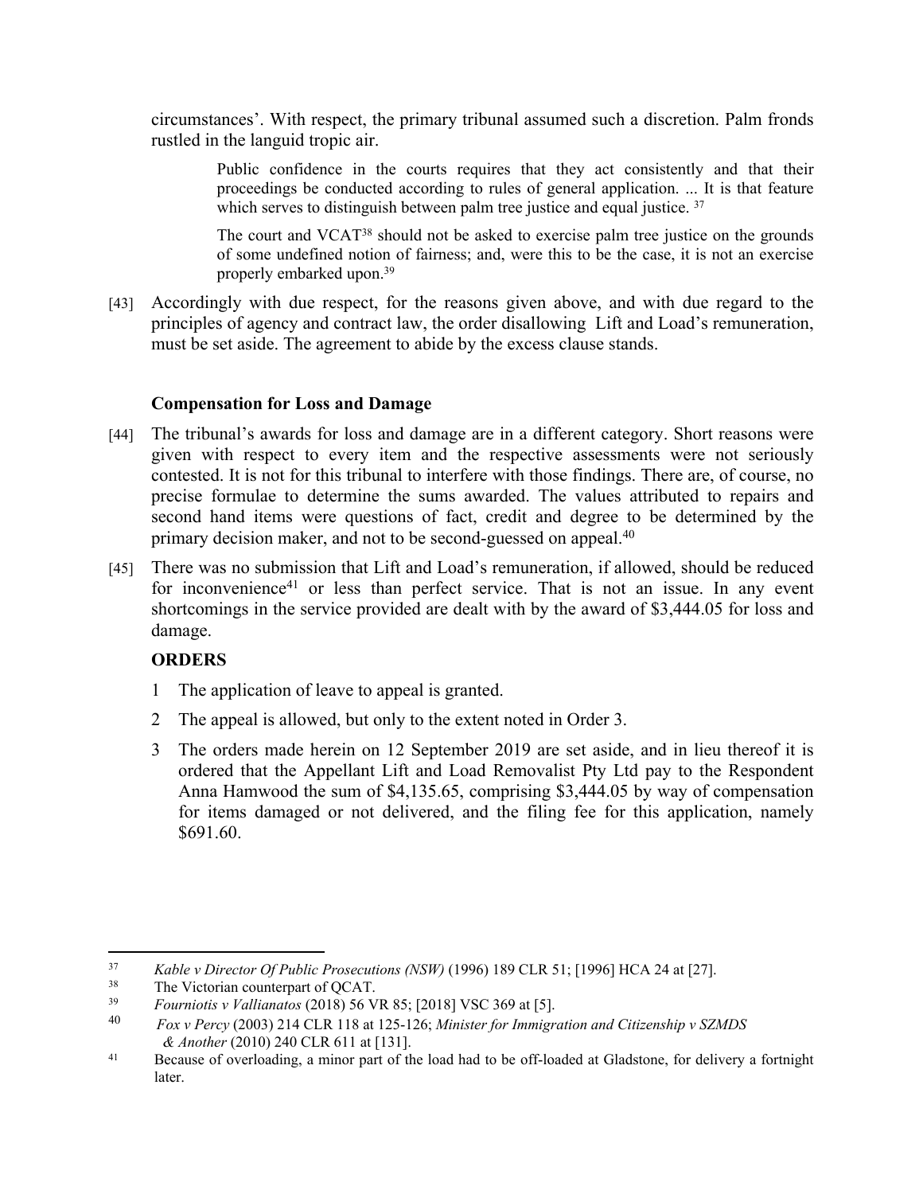circumstances'. With respect, the primary tribunal assumed such a discretion. Palm fronds rustled in the languid tropic air.

> Public confidence in the courts requires that they act consistently and that their proceedings be conducted according to rules of general application. ... It is that feature which serves to distinguish between palm tree justice and equal justice. [37]
>
> The court and VCAT[38] should not be asked to exercise palm tree justice on the grounds of some undefined notion of fairness; and, were this to be the case, it is not an exercise properly embarked upon.[39]

[43] Accordingly with due respect, for the reasons given above, and with due regard to the principles of agency and contract law, the order disallowing Lift and Load's remuneration, must be set aside. The agreement to abide by the excess clause stands.

### Compensation for Loss and Damage

[44] The tribunal's awards for loss and damage are in a different category. Short reasons were given with respect to every item and the respective assessments were not seriously contested. It is not for this tribunal to interfere with those findings. There are, of course, no precise formulae to determine the sums awarded. The values attributed to repairs and second hand items were questions of fact, credit and degree to be determined by the primary decision maker, and not to be second-guessed on appeal.[40]

[45] There was no submission that Lift and Load's remuneration, if allowed, should be reduced for inconvenience[41] or less than perfect service. That is not an issue. In any event shortcomings in the service provided are dealt with by the award of $3,444.05 for loss and damage.

### ORDERS

1. The application of leave to appeal is granted.
2. The appeal is allowed, but only to the extent noted in Order 3.
3. The orders made herein on 12 September 2019 are set aside, and in lieu thereof it is ordered that the Appellant Lift and Load Removalist Pty Ltd pay to the Respondent Anna Hamwood the sum of $4,135.65, comprising $3,444.05 by way of compensation for items damaged or not delivered, and the filing fee for this application, namely $691.60.

---

[37] *Kable v Director Of Public Prosecutions (NSW)* (1996) 189 CLR 51; [1996] HCA 24 at [27].

[38] The Victorian counterpart of QCAT.

[39] *Fourniotis v Vallianatos* (2018) 56 VR 85; [2018] VSC 369 at [5].

[40] *Fox v Percy* (2003) 214 CLR 118 at 125-126; *Minister for Immigration and Citizenship v SZMDS & Another* (2010) 240 CLR 611 at [131].

[41] Because of overloading, a minor part of the load had to be off-loaded at Gladstone, for delivery a fortnight later.